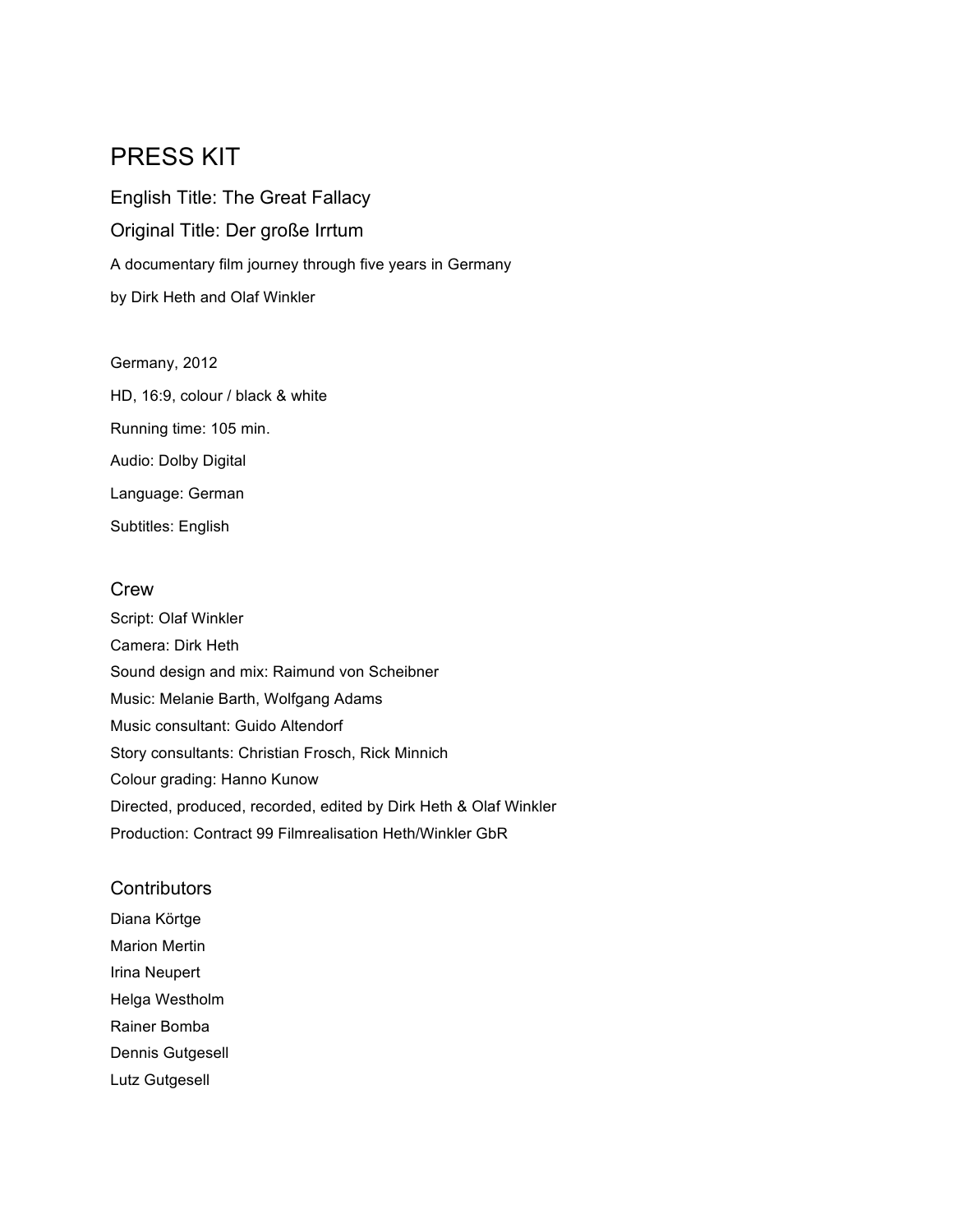# PRESS KIT

## English Title: The Great Fallacy

## Original Title: Der große Irrtum

A documentary film journey through five years in Germany

by Dirk Heth and Olaf Winkler

Germany, 2012

HD, 16:9, colour / black & white

Running time: 105 min.

Audio: Dolby Digital

Language: German

Subtitles: English

## Crew

Script: Olaf Winkler
Camera: Dirk Heth
Sound design and mix: Raimund von Scheibner
Music: Melanie Barth, Wolfgang Adams
Music consultant: Guido Altendorf
Story consultants: Christian Frosch, Rick Minnich
Colour grading: Hanno Kunow
Directed, produced, recorded, edited by Dirk Heth & Olaf Winkler
Production: Contract 99 Filmrealisation Heth/Winkler GbR

## Contributors

Diana Körtge
Marion Mertin
Irina Neupert
Helga Westholm
Rainer Bomba
Dennis Gutgesell
Lutz Gutgesell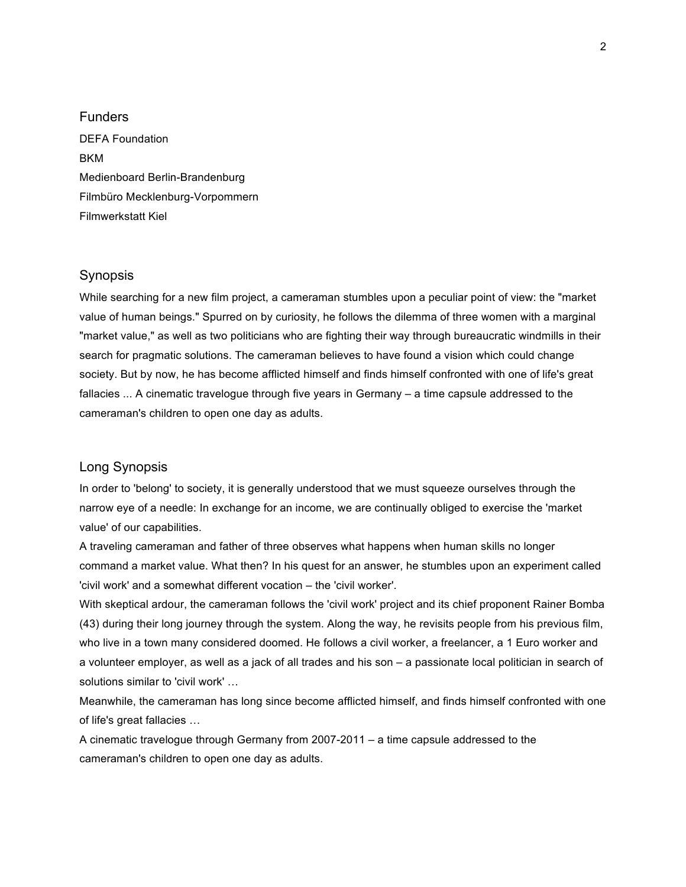## Funders

DEFA Foundation
BKM
Medienboard Berlin-Brandenburg
Filmbüro Mecklenburg-Vorpommern
Filmwerkstatt Kiel

## Synopsis

While searching for a new film project, a cameraman stumbles upon a peculiar point of view: the "market value of human beings." Spurred on by curiosity, he follows the dilemma of three women with a marginal "market value," as well as two politicians who are fighting their way through bureaucratic windmills in their search for pragmatic solutions. The cameraman believes to have found a vision which could change society. But by now, he has become afflicted himself and finds himself confronted with one of life's great fallacies ... A cinematic travelogue through five years in Germany – a time capsule addressed to the cameraman's children to open one day as adults.

## Long Synopsis

In order to 'belong' to society, it is generally understood that we must squeeze ourselves through the narrow eye of a needle: In exchange for an income, we are continually obliged to exercise the 'market value' of our capabilities.

A traveling cameraman and father of three observes what happens when human skills no longer command a market value. What then? In his quest for an answer, he stumbles upon an experiment called 'civil work' and a somewhat different vocation – the 'civil worker'.

With skeptical ardour, the cameraman follows the 'civil work' project and its chief proponent Rainer Bomba (43) during their long journey through the system. Along the way, he revisits people from his previous film, who live in a town many considered doomed. He follows a civil worker, a freelancer, a 1 Euro worker and a volunteer employer, as well as a jack of all trades and his son – a passionate local politician in search of solutions similar to 'civil work' …

Meanwhile, the cameraman has long since become afflicted himself, and finds himself confronted with one of life's great fallacies …

A cinematic travelogue through Germany from 2007-2011 – a time capsule addressed to the cameraman's children to open one day as adults.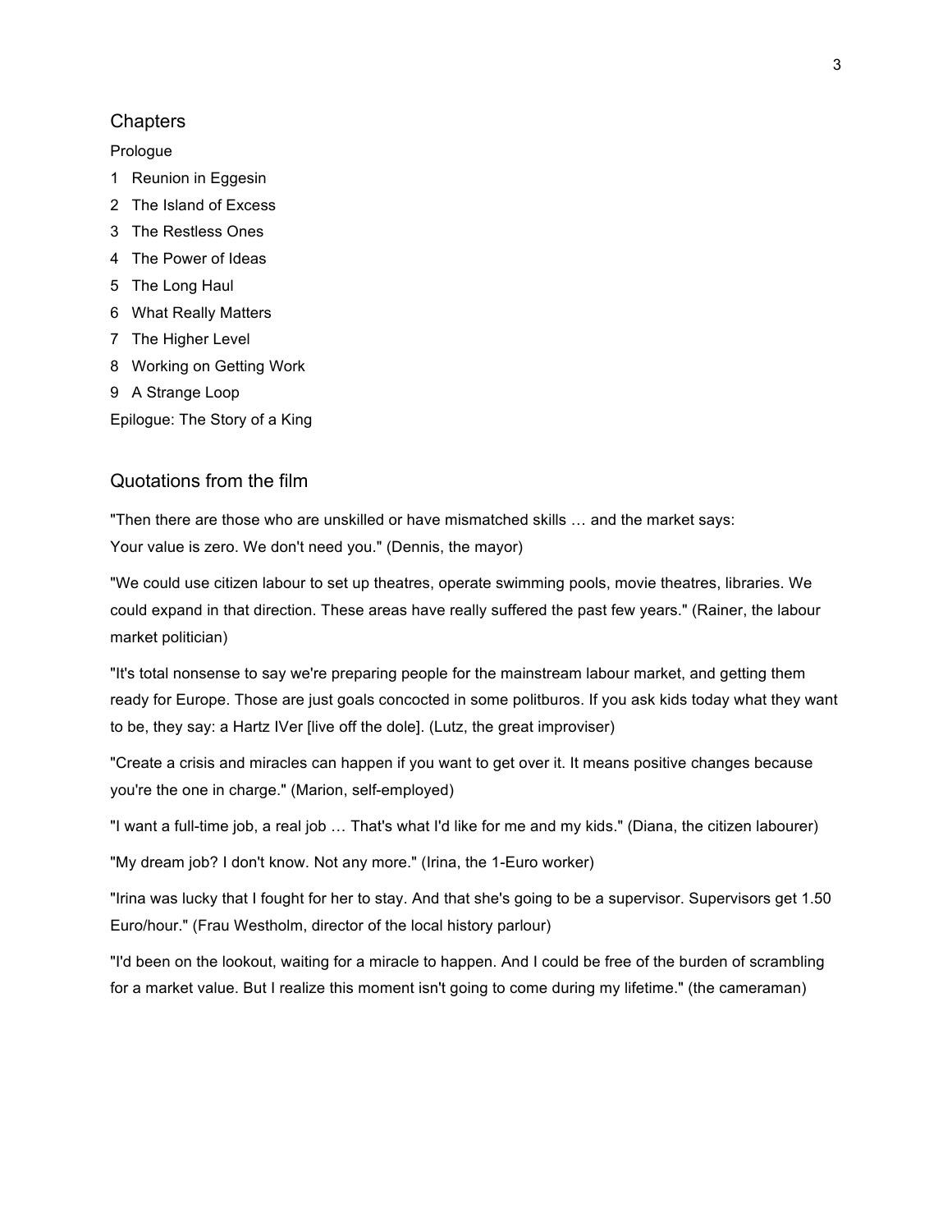## Chapters

Prologue

1 Reunion in Eggesin
2 The Island of Excess
3 The Restless Ones
4 The Power of Ideas
5 The Long Haul
6 What Really Matters
7 The Higher Level
8 Working on Getting Work
9 A Strange Loop

Epilogue: The Story of a King

## Quotations from the film

"Then there are those who are unskilled or have mismatched skills … and the market says: Your value is zero. We don't need you." (Dennis, the mayor)

"We could use citizen labour to set up theatres, operate swimming pools, movie theatres, libraries. We could expand in that direction. These areas have really suffered the past few years." (Rainer, the labour market politician)

"It's total nonsense to say we're preparing people for the mainstream labour market, and getting them ready for Europe. Those are just goals concocted in some politburos. If you ask kids today what they want to be, they say: a Hartz IVer [live off the dole]. (Lutz, the great improviser)

"Create a crisis and miracles can happen if you want to get over it. It means positive changes because you're the one in charge." (Marion, self-employed)

"I want a full-time job, a real job … That's what I'd like for me and my kids." (Diana, the citizen labourer)

"My dream job? I don't know. Not any more." (Irina, the 1-Euro worker)

"Irina was lucky that I fought for her to stay. And that she's going to be a supervisor. Supervisors get 1.50 Euro/hour." (Frau Westholm, director of the local history parlour)

"I'd been on the lookout, waiting for a miracle to happen. And I could be free of the burden of scrambling for a market value. But I realize this moment isn't going to come during my lifetime." (the cameraman)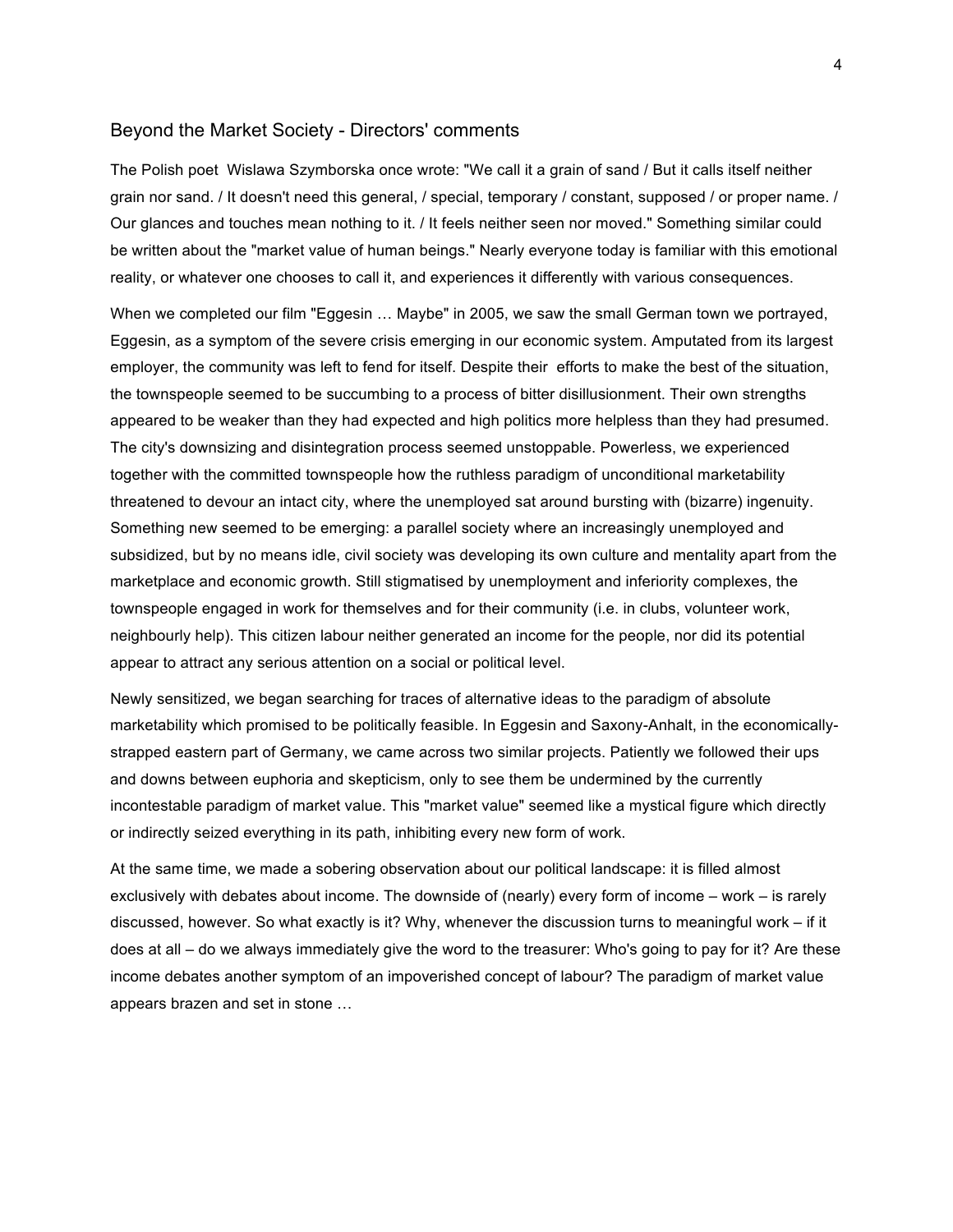## Beyond the Market Society - Directors' comments

The Polish poet Wislawa Szymborska once wrote: "We call it a grain of sand / But it calls itself neither grain nor sand. / It doesn't need this general, / special, temporary / constant, supposed / or proper name. / Our glances and touches mean nothing to it. / It feels neither seen nor moved." Something similar could be written about the "market value of human beings." Nearly everyone today is familiar with this emotional reality, or whatever one chooses to call it, and experiences it differently with various consequences.

When we completed our film "Eggesin … Maybe" in 2005, we saw the small German town we portrayed, Eggesin, as a symptom of the severe crisis emerging in our economic system. Amputated from its largest employer, the community was left to fend for itself. Despite their efforts to make the best of the situation, the townspeople seemed to be succumbing to a process of bitter disillusionment. Their own strengths appeared to be weaker than they had expected and high politics more helpless than they had presumed. The city's downsizing and disintegration process seemed unstoppable. Powerless, we experienced together with the committed townspeople how the ruthless paradigm of unconditional marketability threatened to devour an intact city, where the unemployed sat around bursting with (bizarre) ingenuity. Something new seemed to be emerging: a parallel society where an increasingly unemployed and subsidized, but by no means idle, civil society was developing its own culture and mentality apart from the marketplace and economic growth. Still stigmatised by unemployment and inferiority complexes, the townspeople engaged in work for themselves and for their community (i.e. in clubs, volunteer work, neighbourly help). This citizen labour neither generated an income for the people, nor did its potential appear to attract any serious attention on a social or political level.

Newly sensitized, we began searching for traces of alternative ideas to the paradigm of absolute marketability which promised to be politically feasible. In Eggesin and Saxony-Anhalt, in the economically-strapped eastern part of Germany, we came across two similar projects. Patiently we followed their ups and downs between euphoria and skepticism, only to see them be undermined by the currently incontestable paradigm of market value. This "market value" seemed like a mystical figure which directly or indirectly seized everything in its path, inhibiting every new form of work.

At the same time, we made a sobering observation about our political landscape: it is filled almost exclusively with debates about income. The downside of (nearly) every form of income – work – is rarely discussed, however. So what exactly is it? Why, whenever the discussion turns to meaningful work – if it does at all – do we always immediately give the word to the treasurer: Who's going to pay for it? Are these income debates another symptom of an impoverished concept of labour? The paradigm of market value appears brazen and set in stone …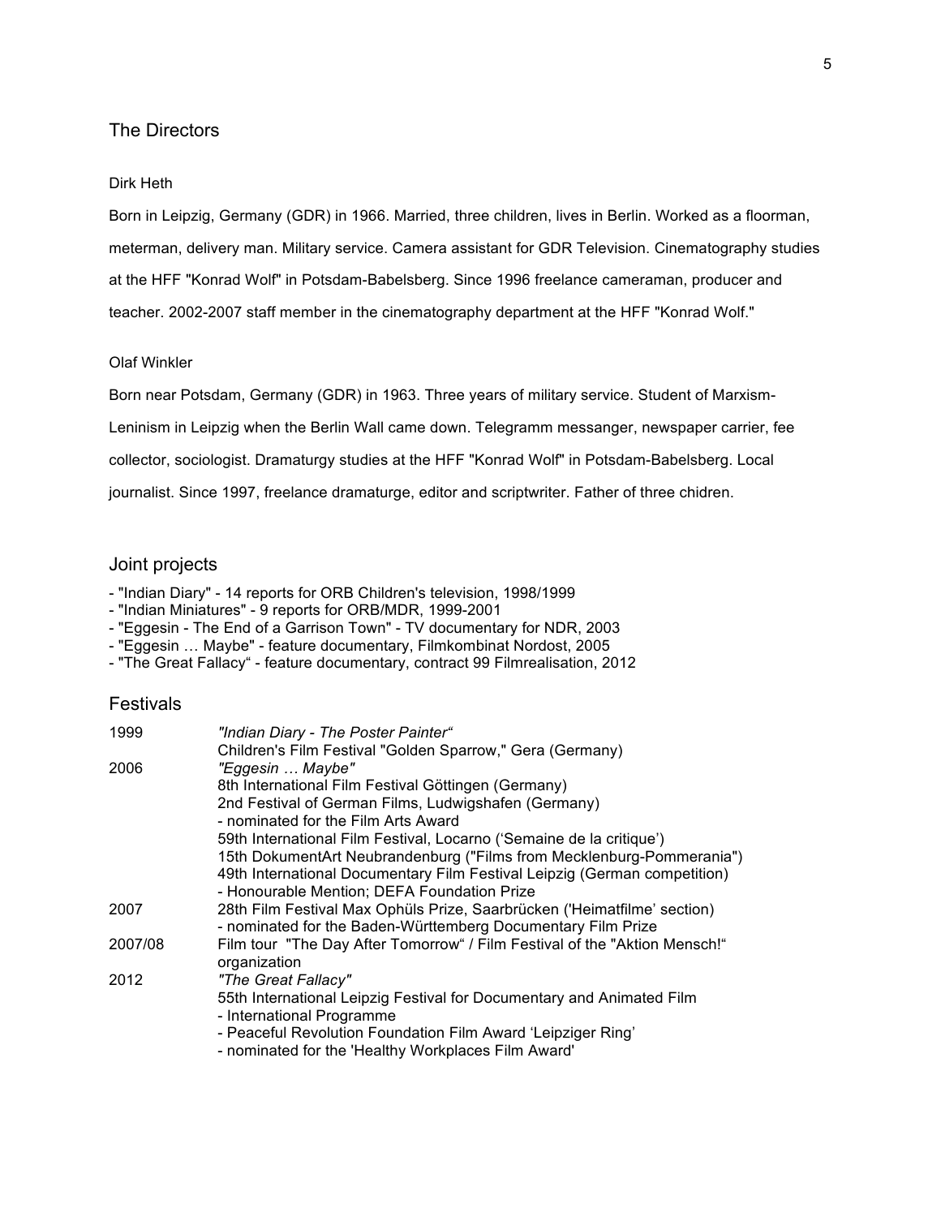## The Directors

### Dirk Heth

Born in Leipzig, Germany (GDR) in 1966. Married, three children, lives in Berlin. Worked as a floorman, meterman, delivery man. Military service. Camera assistant for GDR Television. Cinematography studies at the HFF "Konrad Wolf" in Potsdam-Babelsberg. Since 1996 freelance cameraman, producer and teacher. 2002-2007 staff member in the cinematography department at the HFF "Konrad Wolf."

### Olaf Winkler

Born near Potsdam, Germany (GDR) in 1963. Three years of military service. Student of Marxism-Leninism in Leipzig when the Berlin Wall came down. Telegramm messanger, newspaper carrier, fee collector, sociologist. Dramaturgy studies at the HFF "Konrad Wolf" in Potsdam-Babelsberg. Local journalist. Since 1997, freelance dramaturge, editor and scriptwriter. Father of three chidren.

## Joint projects

- "Indian Diary" - 14 reports for ORB Children's television, 1998/1999
- "Indian Miniatures" - 9 reports for ORB/MDR, 1999-2001
- "Eggesin - The End of a Garrison Town" - TV documentary for NDR, 2003
- "Eggesin … Maybe" - feature documentary, Filmkombinat Nordost, 2005
- "The Great Fallacy" - feature documentary, contract 99 Filmrealisation, 2012

## Festivals

| | |
|---|---|
| 1999 | *"Indian Diary - The Poster Painter"*<br>Children's Film Festival "Golden Sparrow," Gera (Germany) |
| 2006 | *"Eggesin … Maybe"*<br>8th International Film Festival Göttingen (Germany)<br>2nd Festival of German Films, Ludwigshafen (Germany)<br>- nominated for the Film Arts Award<br>59th International Film Festival, Locarno ('Semaine de la critique')<br>15th DokumentArt Neubrandenburg ("Films from Mecklenburg-Pommerania")<br>49th International Documentary Film Festival Leipzig (German competition)<br>- Honourable Mention; DEFA Foundation Prize |
| 2007 | 28th Film Festival Max Ophüls Prize, Saarbrücken ('Heimatfilme' section)<br>- nominated for the Baden-Württemberg Documentary Film Prize |
| 2007/08 | Film tour "The Day After Tomorrow" / Film Festival of the "Aktion Mensch!" organization |
| 2012 | *"The Great Fallacy"*<br>55th International Leipzig Festival for Documentary and Animated Film<br>- International Programme<br>- Peaceful Revolution Foundation Film Award 'Leipziger Ring'<br>- nominated for the 'Healthy Workplaces Film Award' |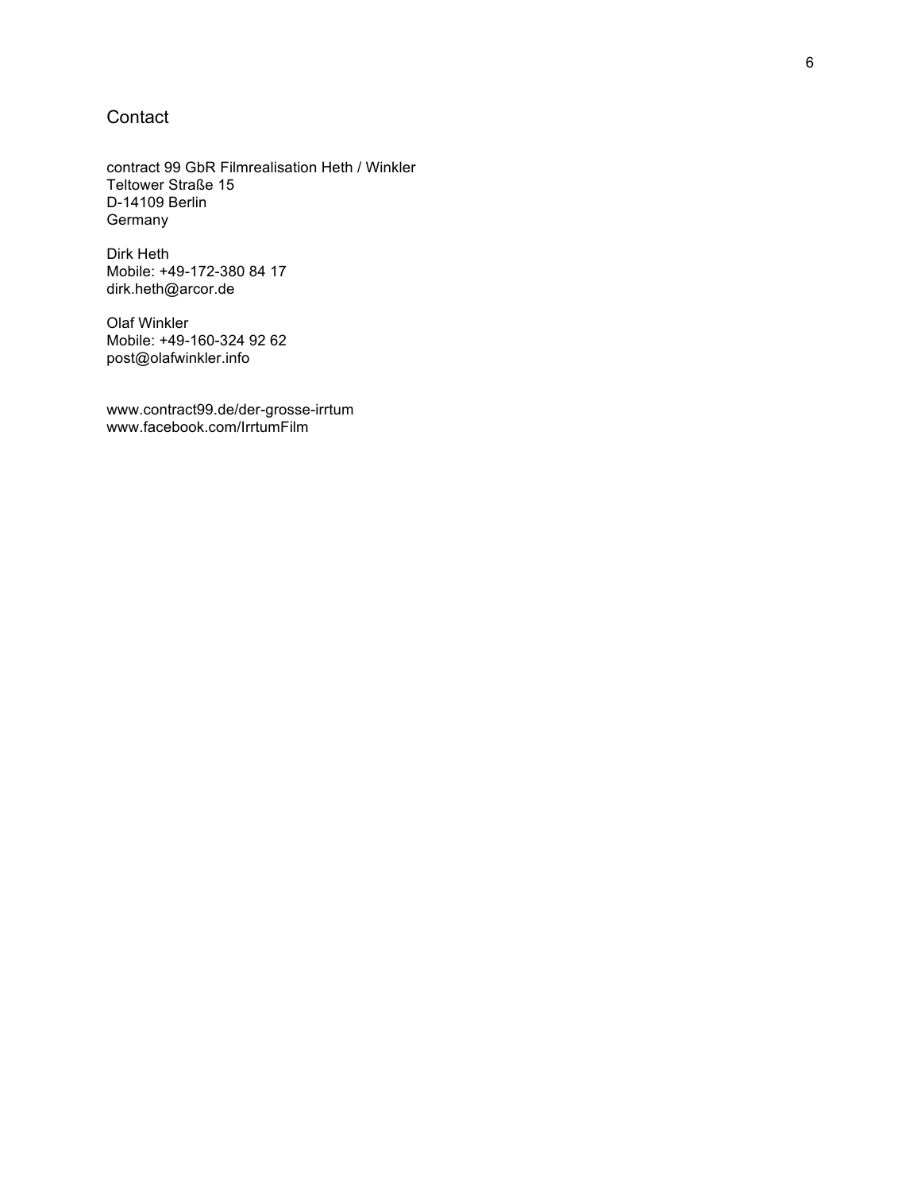# Contact

contract 99 GbR Filmrealisation Heth / Winkler
Teltower Straße 15
D-14109 Berlin
Germany

Dirk Heth
Mobile: +49-172-380 84 17
dirk.heth@arcor.de

Olaf Winkler
Mobile: +49-160-324 92 62
post@olafwinkler.info

www.contract99.de/der-grosse-irrtum
www.facebook.com/IrrtumFilm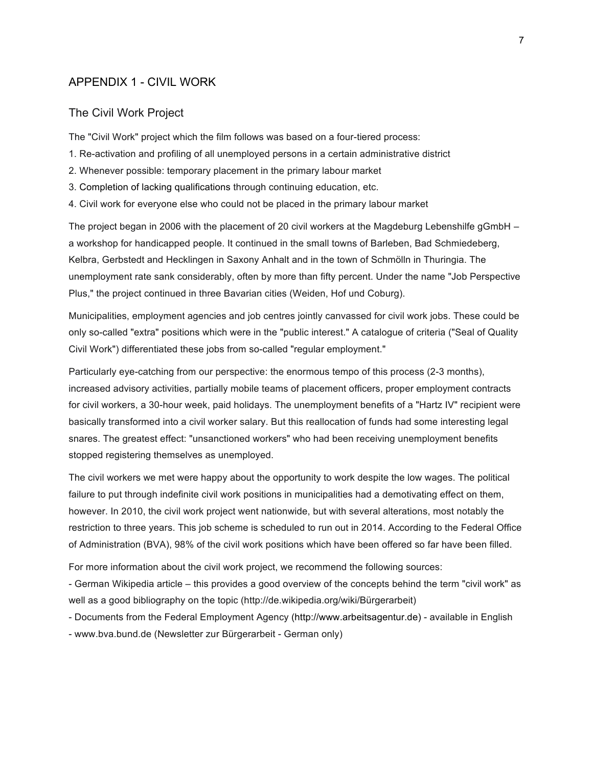# APPENDIX 1 - CIVIL WORK

## The Civil Work Project

The "Civil Work" project which the film follows was based on a four-tiered process:

1. Re-activation and profiling of all unemployed persons in a certain administrative district
2. Whenever possible: temporary placement in the primary labour market
3. Completion of lacking qualifications through continuing education, etc.
4. Civil work for everyone else who could not be placed in the primary labour market

The project began in 2006 with the placement of 20 civil workers at the Magdeburg Lebenshilfe gGmbH – a workshop for handicapped people. It continued in the small towns of Barleben, Bad Schmiedeberg, Kelbra, Gerbstedt and Hecklingen in Saxony Anhalt and in the town of Schmölln in Thuringia. The unemployment rate sank considerably, often by more than fifty percent. Under the name "Job Perspective Plus," the project continued in three Bavarian cities (Weiden, Hof und Coburg).

Municipalities, employment agencies and job centres jointly canvassed for civil work jobs. These could be only so-called "extra" positions which were in the "public interest." A catalogue of criteria ("Seal of Quality Civil Work") differentiated these jobs from so-called "regular employment."

Particularly eye-catching from our perspective: the enormous tempo of this process (2-3 months), increased advisory activities, partially mobile teams of placement officers, proper employment contracts for civil workers, a 30-hour week, paid holidays. The unemployment benefits of a "Hartz IV" recipient were basically transformed into a civil worker salary. But this reallocation of funds had some interesting legal snares. The greatest effect: "unsanctioned workers" who had been receiving unemployment benefits stopped registering themselves as unemployed.

The civil workers we met were happy about the opportunity to work despite the low wages. The political failure to put through indefinite civil work positions in municipalities had a demotivating effect on them, however. In 2010, the civil work project went nationwide, but with several alterations, most notably the restriction to three years. This job scheme is scheduled to run out in 2014. According to the Federal Office of Administration (BVA), 98% of the civil work positions which have been offered so far have been filled.

For more information about the civil work project, we recommend the following sources:

- German Wikipedia article – this provides a good overview of the concepts behind the term "civil work" as well as a good bibliography on the topic (http://de.wikipedia.org/wiki/Bürgerarbeit)
- Documents from the Federal Employment Agency (http://www.arbeitsagentur.de) - available in English
- www.bva.bund.de (Newsletter zur Bürgerarbeit - German only)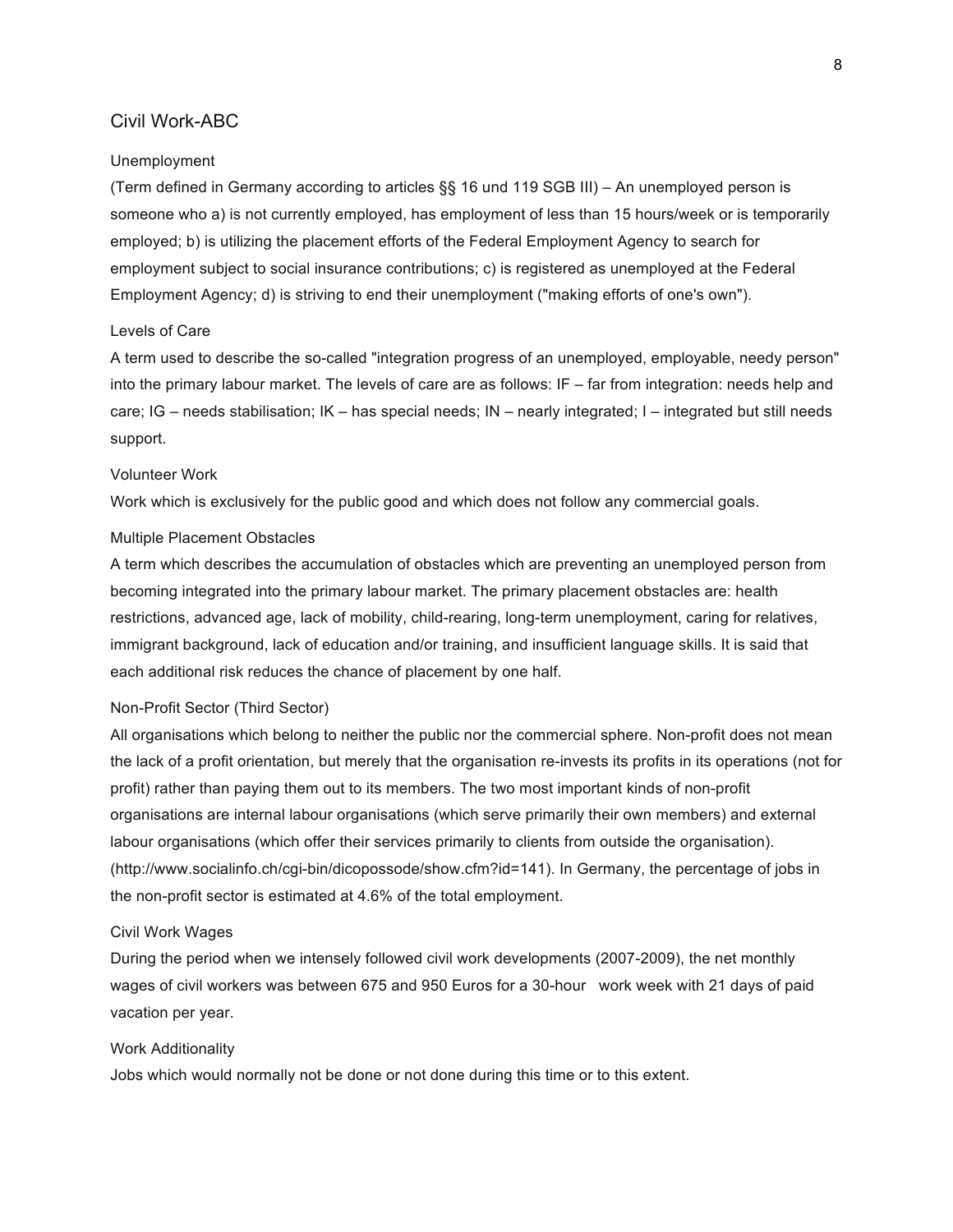## Civil Work-ABC

### Unemployment

(Term defined in Germany according to articles §§ 16 und 119 SGB III) – An unemployed person is someone who a) is not currently employed, has employment of less than 15 hours/week or is temporarily employed; b) is utilizing the placement efforts of the Federal Employment Agency to search for employment subject to social insurance contributions; c) is registered as unemployed at the Federal Employment Agency; d) is striving to end their unemployment ("making efforts of one's own").

### Levels of Care

A term used to describe the so-called "integration progress of an unemployed, employable, needy person" into the primary labour market. The levels of care are as follows: IF – far from integration: needs help and care; IG – needs stabilisation; IK – has special needs; IN – nearly integrated; I – integrated but still needs support.

### Volunteer Work

Work which is exclusively for the public good and which does not follow any commercial goals.

### Multiple Placement Obstacles

A term which describes the accumulation of obstacles which are preventing an unemployed person from becoming integrated into the primary labour market. The primary placement obstacles are: health restrictions, advanced age, lack of mobility, child-rearing, long-term unemployment, caring for relatives, immigrant background, lack of education and/or training, and insufficient language skills. It is said that each additional risk reduces the chance of placement by one half.

### Non-Profit Sector (Third Sector)

All organisations which belong to neither the public nor the commercial sphere. Non-profit does not mean the lack of a profit orientation, but merely that the organisation re-invests its profits in its operations (not for profit) rather than paying them out to its members. The two most important kinds of non-profit organisations are internal labour organisations (which serve primarily their own members) and external labour organisations (which offer their services primarily to clients from outside the organisation). (http://www.socialinfo.ch/cgi-bin/dicopossode/show.cfm?id=141). In Germany, the percentage of jobs in the non-profit sector is estimated at 4.6% of the total employment.

### Civil Work Wages

During the period when we intensely followed civil work developments (2007-2009), the net monthly wages of civil workers was between 675 and 950 Euros for a 30-hour work week with 21 days of paid vacation per year.

### Work Additionality

Jobs which would normally not be done or not done during this time or to this extent.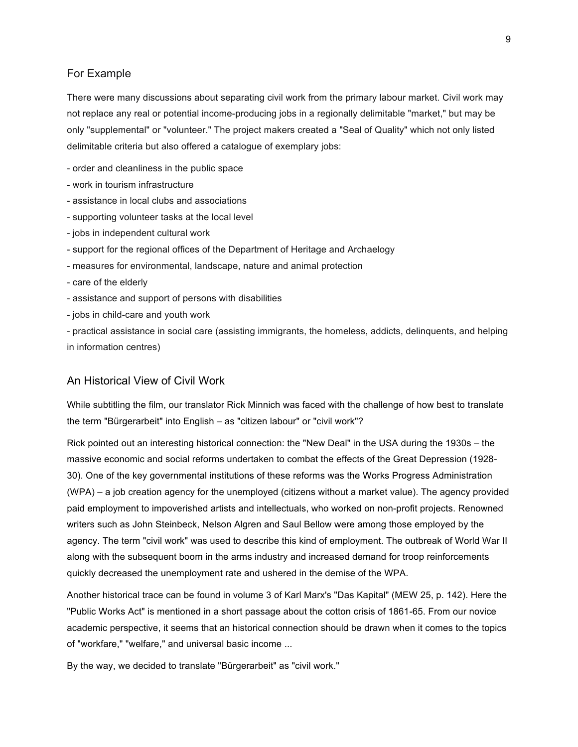## For Example

There were many discussions about separating civil work from the primary labour market. Civil work may not replace any real or potential income-producing jobs in a regionally delimitable "market," but may be only "supplemental" or "volunteer." The project makers created a "Seal of Quality" which not only listed delimitable criteria but also offered a catalogue of exemplary jobs:

- order and cleanliness in the public space
- work in tourism infrastructure
- assistance in local clubs and associations
- supporting volunteer tasks at the local level
- jobs in independent cultural work
- support for the regional offices of the Department of Heritage and Archaelogy
- measures for environmental, landscape, nature and animal protection
- care of the elderly
- assistance and support of persons with disabilities
- jobs in child-care and youth work
- practical assistance in social care (assisting immigrants, the homeless, addicts, delinquents, and helping in information centres)

## An Historical View of Civil Work

While subtitling the film, our translator Rick Minnich was faced with the challenge of how best to translate the term "Bürgerarbeit" into English – as "citizen labour" or "civil work"?

Rick pointed out an interesting historical connection: the "New Deal" in the USA during the 1930s – the massive economic and social reforms undertaken to combat the effects of the Great Depression (1928-30). One of the key governmental institutions of these reforms was the Works Progress Administration (WPA) – a job creation agency for the unemployed (citizens without a market value). The agency provided paid employment to impoverished artists and intellectuals, who worked on non-profit projects. Renowned writers such as John Steinbeck, Nelson Algren and Saul Bellow were among those employed by the agency. The term "civil work" was used to describe this kind of employment. The outbreak of World War II along with the subsequent boom in the arms industry and increased demand for troop reinforcements quickly decreased the unemployment rate and ushered in the demise of the WPA.

Another historical trace can be found in volume 3 of Karl Marx's "Das Kapital" (MEW 25, p. 142). Here the "Public Works Act" is mentioned in a short passage about the cotton crisis of 1861-65. From our novice academic perspective, it seems that an historical connection should be drawn when it comes to the topics of "workfare," "welfare," and universal basic income ...

By the way, we decided to translate "Bürgerarbeit" as "civil work."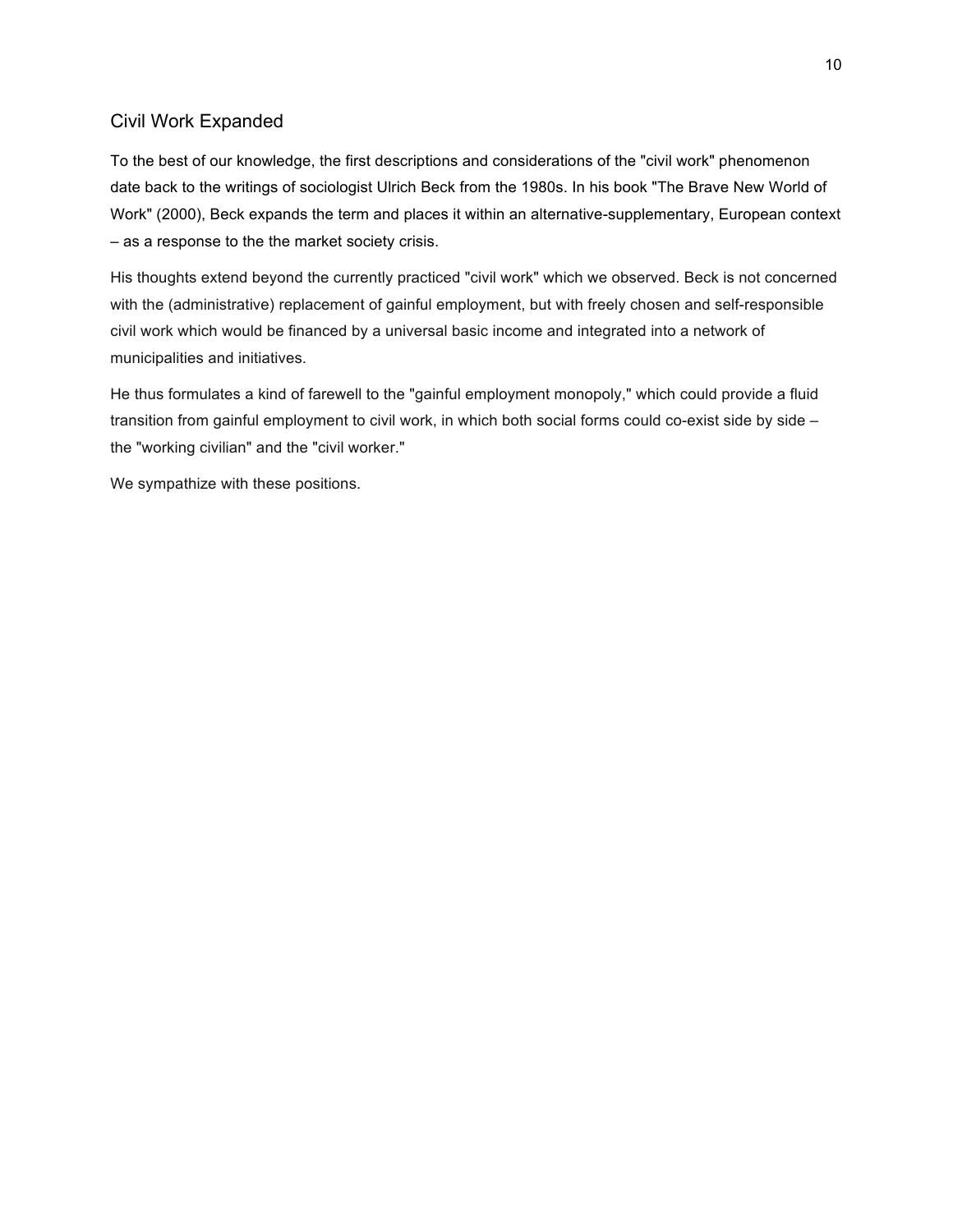## Civil Work Expanded

To the best of our knowledge, the first descriptions and considerations of the "civil work" phenomenon date back to the writings of sociologist Ulrich Beck from the 1980s. In his book "The Brave New World of Work" (2000), Beck expands the term and places it within an alternative-supplementary, European context – as a response to the the market society crisis.

His thoughts extend beyond the currently practiced "civil work" which we observed. Beck is not concerned with the (administrative) replacement of gainful employment, but with freely chosen and self-responsible civil work which would be financed by a universal basic income and integrated into a network of municipalities and initiatives.

He thus formulates a kind of farewell to the "gainful employment monopoly," which could provide a fluid transition from gainful employment to civil work, in which both social forms could co-exist side by side – the "working civilian" and the "civil worker."

We sympathize with these positions.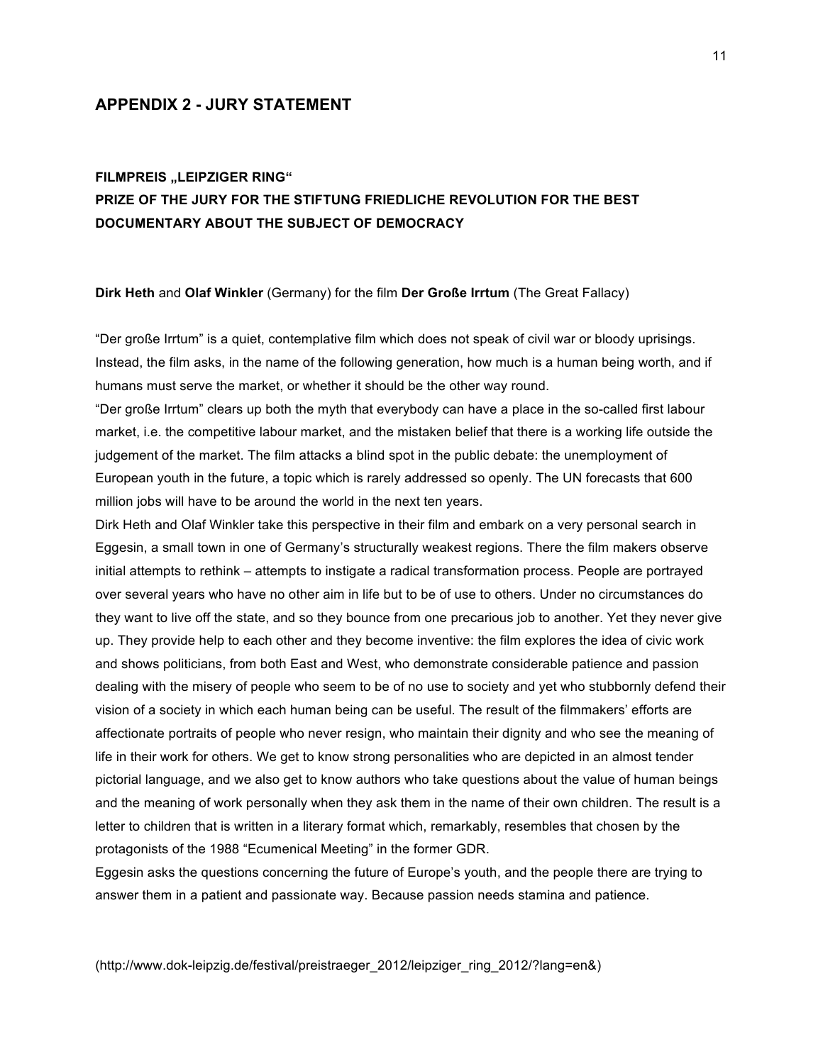## APPENDIX 2 - JURY STATEMENT

**FILMPREIS „LEIPZIGER RING"**
**PRIZE OF THE JURY FOR THE STIFTUNG FRIEDLICHE REVOLUTION FOR THE BEST DOCUMENTARY ABOUT THE SUBJECT OF DEMOCRACY**

**Dirk Heth** and **Olaf Winkler** (Germany) for the film **Der Große Irrtum** (The Great Fallacy)

"Der große Irrtum" is a quiet, contemplative film which does not speak of civil war or bloody uprisings. Instead, the film asks, in the name of the following generation, how much is a human being worth, and if humans must serve the market, or whether it should be the other way round.

"Der große Irrtum" clears up both the myth that everybody can have a place in the so-called first labour market, i.e. the competitive labour market, and the mistaken belief that there is a working life outside the judgement of the market. The film attacks a blind spot in the public debate: the unemployment of European youth in the future, a topic which is rarely addressed so openly. The UN forecasts that 600 million jobs will have to be around the world in the next ten years.

Dirk Heth and Olaf Winkler take this perspective in their film and embark on a very personal search in Eggesin, a small town in one of Germany's structurally weakest regions. There the film makers observe initial attempts to rethink – attempts to instigate a radical transformation process. People are portrayed over several years who have no other aim in life but to be of use to others. Under no circumstances do they want to live off the state, and so they bounce from one precarious job to another. Yet they never give up. They provide help to each other and they become inventive: the film explores the idea of civic work and shows politicians, from both East and West, who demonstrate considerable patience and passion dealing with the misery of people who seem to be of no use to society and yet who stubbornly defend their vision of a society in which each human being can be useful. The result of the filmmakers' efforts are affectionate portraits of people who never resign, who maintain their dignity and who see the meaning of life in their work for others. We get to know strong personalities who are depicted in an almost tender pictorial language, and we also get to know authors who take questions about the value of human beings and the meaning of work personally when they ask them in the name of their own children. The result is a letter to children that is written in a literary format which, remarkably, resembles that chosen by the protagonists of the 1988 "Ecumenical Meeting" in the former GDR.

Eggesin asks the questions concerning the future of Europe's youth, and the people there are trying to answer them in a patient and passionate way. Because passion needs stamina and patience.

(http://www.dok-leipzig.de/festival/preistraeger_2012/leipziger_ring_2012/?lang=en&)